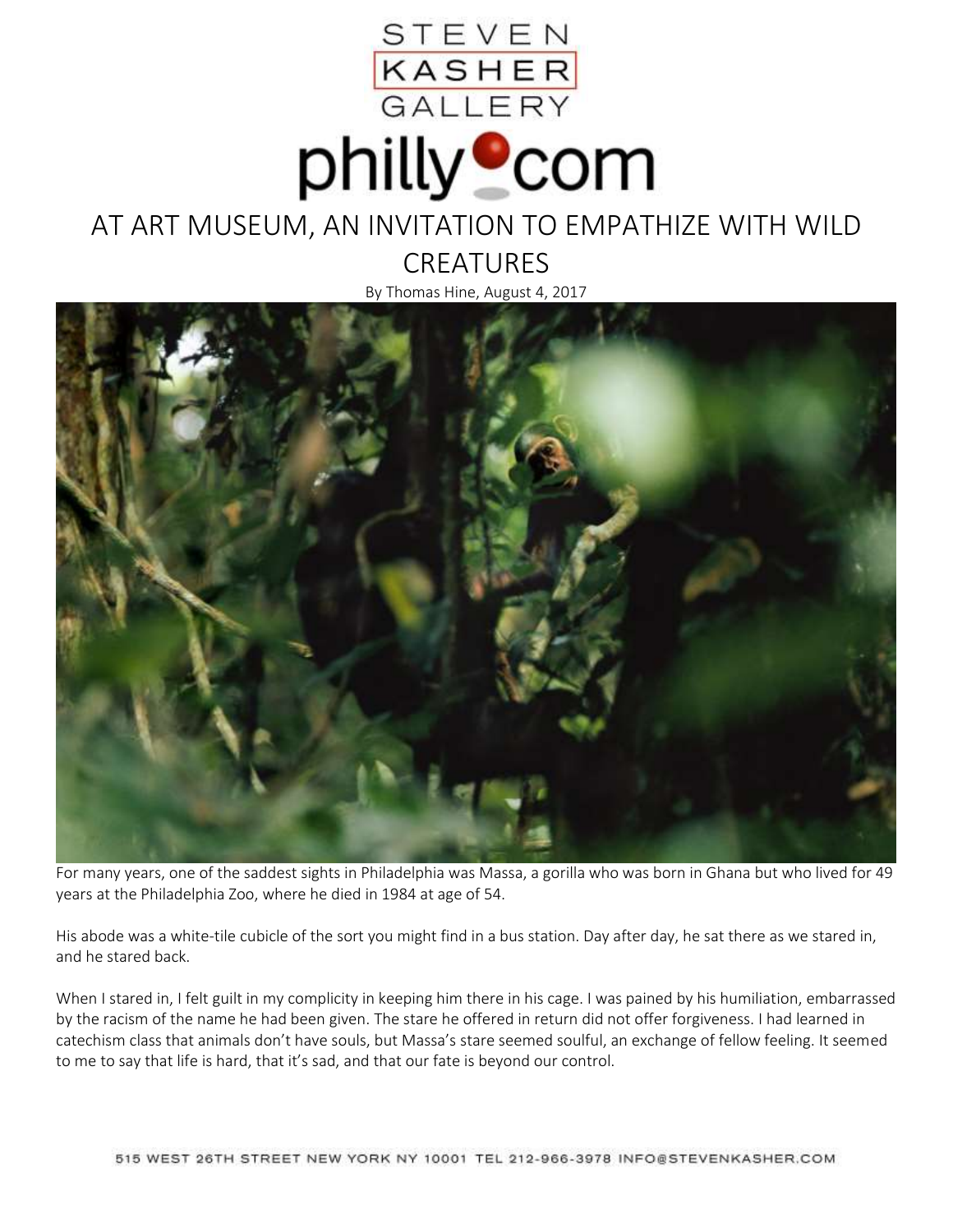STEVEN KASHER GALLERY

philly.com

# AT ART MUSEUM, AN INVITATION TO EMPATHIZE WITH WILD CREATURES

By Thomas Hine, August 4, 2017

For many years, one of the saddest sights in Philadelphia was Massa, a gorilla who was born in Ghana but who lived for 49 years at the Philadelphia Zoo, where he died in 1984 at age of 54.

His abode was a white-tile cubicle of the sort you might find in a bus station. Day after day, he sat there as we stared in, and he stared back.

When I stared in, I felt guilt in my complicity in keeping him there in his cage. I was pained by his humiliation, embarrassed by the racism of the name he had been given. The stare he offered in return did not offer forgiveness. I had learned in catechism class that animals don't have souls, but Massa's stare seemed soulful, an exchange of fellow feeling. It seemed to me to say that life is hard, that it's sad, and that our fate is beyond our control.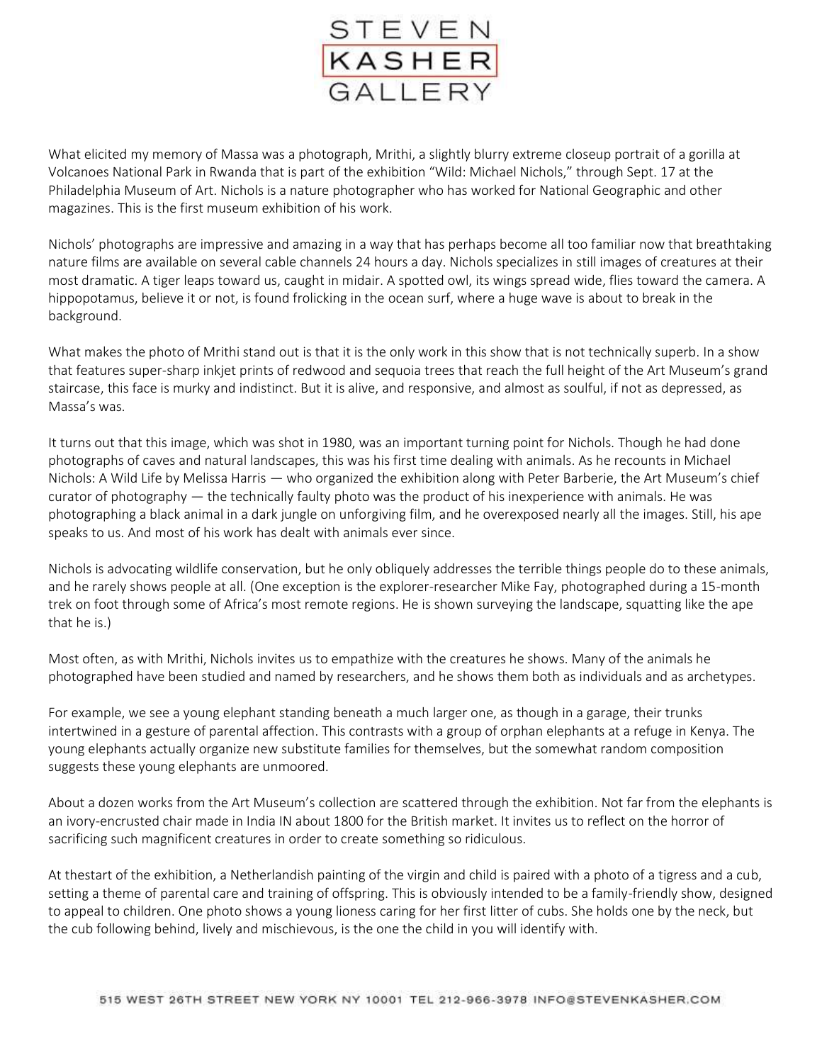What elicited my memory of Massa was a photograph, Mrithi, a slightly blurry extreme closeup portrait of a gorilla at Volcanoes National Park in Rwanda that is part of the exhibition "Wild: Michael Nichols," through Sept. 17 at the Philadelphia Museum of Art. Nichols is a nature photographer who has worked for National Geographic and other magazines. This is the first museum exhibition of his work.

Nichols' photographs are impressive and amazing in a way that has perhaps become all too familiar now that breathtaking nature films are available on several cable channels 24 hours a day. Nichols specializes in still images of creatures at their most dramatic. A tiger leaps toward us, caught in midair. A spotted owl, its wings spread wide, flies toward the camera. A hippopotamus, believe it or not, is found frolicking in the ocean surf, where a huge wave is about to break in the background.

What makes the photo of Mrithi stand out is that it is the only work in this show that is not technically superb. In a show that features super-sharp inkjet prints of redwood and sequoia trees that reach the full height of the Art Museum's grand staircase, this face is murky and indistinct. But it is alive, and responsive, and almost as soulful, if not as depressed, as Massa's was.

It turns out that this image, which was shot in 1980, was an important turning point for Nichols. Though he had done photographs of caves and natural landscapes, this was his first time dealing with animals. As he recounts in Michael Nichols: A Wild Life by Melissa Harris — who organized the exhibition along with Peter Barberie, the Art Museum's chief curator of photography — the technically faulty photo was the product of his inexperience with animals. He was photographing a black animal in a dark jungle on unforgiving film, and he overexposed nearly all the images. Still, his ape speaks to us. And most of his work has dealt with animals ever since.

Nichols is advocating wildlife conservation, but he only obliquely addresses the terrible things people do to these animals, and he rarely shows people at all. (One exception is the explorer-researcher Mike Fay, photographed during a 15-month trek on foot through some of Africa's most remote regions. He is shown surveying the landscape, squatting like the ape that he is.)

Most often, as with Mrithi, Nichols invites us to empathize with the creatures he shows. Many of the animals he photographed have been studied and named by researchers, and he shows them both as individuals and as archetypes.

For example, we see a young elephant standing beneath a much larger one, as though in a garage, their trunks intertwined in a gesture of parental affection. This contrasts with a group of orphan elephants at a refuge in Kenya. The young elephants actually organize new substitute families for themselves, but the somewhat random composition suggests these young elephants are unmoored.

About a dozen works from the Art Museum's collection are scattered through the exhibition. Not far from the elephants is an ivory-encrusted chair made in India IN about 1800 for the British market. It invites us to reflect on the horror of sacrificing such magnificent creatures in order to create something so ridiculous.

At thestart of the exhibition, a Netherlandish painting of the virgin and child is paired with a photo of a tigress and a cub, setting a theme of parental care and training of offspring. This is obviously intended to be a family-friendly show, designed to appeal to children. One photo shows a young lioness caring for her first litter of cubs. She holds one by the neck, but the cub following behind, lively and mischievous, is the one the child in you will identify with.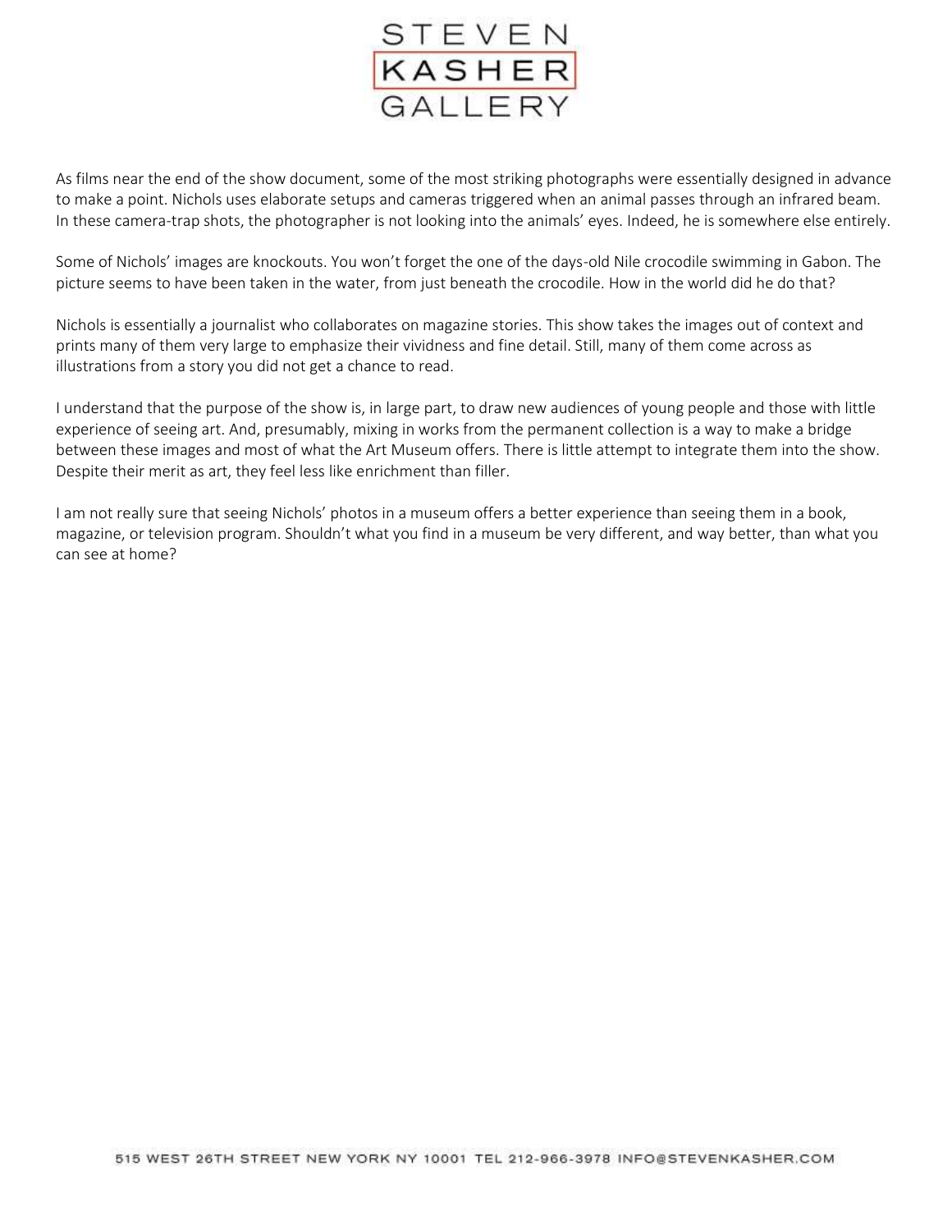As films near the end of the show document, some of the most striking photographs were essentially designed in advance to make a point. Nichols uses elaborate setups and cameras triggered when an animal passes through an infrared beam. In these camera-trap shots, the photographer is not looking into the animals' eyes. Indeed, he is somewhere else entirely.

Some of Nichols' images are knockouts. You won't forget the one of the days-old Nile crocodile swimming in Gabon. The picture seems to have been taken in the water, from just beneath the crocodile. How in the world did he do that?

Nichols is essentially a journalist who collaborates on magazine stories. This show takes the images out of context and prints many of them very large to emphasize their vividness and fine detail. Still, many of them come across as illustrations from a story you did not get a chance to read.

I understand that the purpose of the show is, in large part, to draw new audiences of young people and those with little experience of seeing art. And, presumably, mixing in works from the permanent collection is a way to make a bridge between these images and most of what the Art Museum offers. There is little attempt to integrate them into the show. Despite their merit as art, they feel less like enrichment than filler.

I am not really sure that seeing Nichols' photos in a museum offers a better experience than seeing them in a book, magazine, or television program. Shouldn't what you find in a museum be very different, and way better, than what you can see at home?